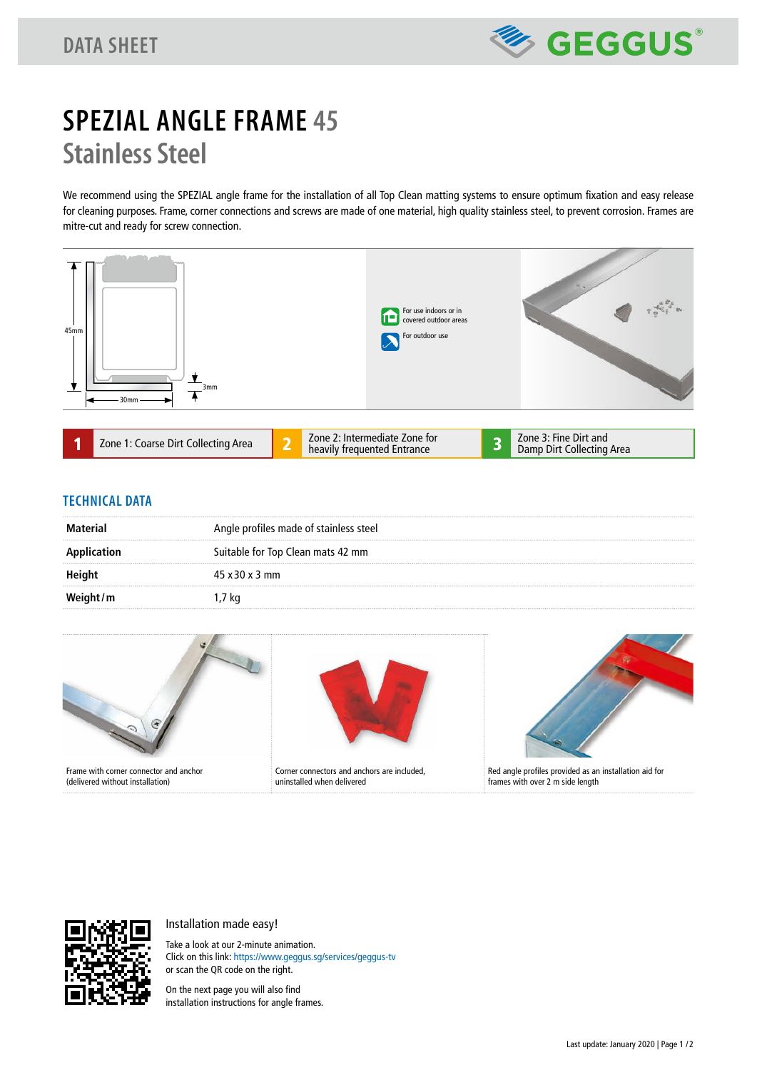# SPEZIAL ANGLE FRAME 45
## Stainless Steel

We recommend using the SPEZIAL angle frame for the installation of all Top Clean matting systems to ensure optimum fixation and easy release for cleaning purposes. Frame, corner connections and screws are made of one material, high quality stainless steel, to prevent corrosion. Frames are mitre-cut and ready for screw connection.

45mm

30mm

3mm

For use indoors or in covered outdoor areas

For outdoor use

**1** Zone 1: Coarse Dirt Collecting Area

**2** Zone 2: Intermediate Zone for heavily frequented Entrance

**3** Zone 3: Fine Dirt and Damp Dirt Collecting Area

## TECHNICAL DATA

| | |
|---|---|
| **Material** | Angle profiles made of stainless steel |
| **Application** | Suitable for Top Clean mats 42 mm |
| **Height** | 45 x30 x 3 mm |
| **Weight / m** | 1,7 kg |

Frame with corner connector and anchor (delivered without installation)

Corner connectors and anchors are included, uninstalled when delivered

Red angle profiles provided as an installation aid for frames with over 2 m side length

### Installation made easy!

Take a look at our 2-minute animation.
Click on this link: https://www.geggus.sg/services/geggus-tv
or scan the QR code on the right.

On the next page you will also find installation instructions for angle frames.

Last update: January 2020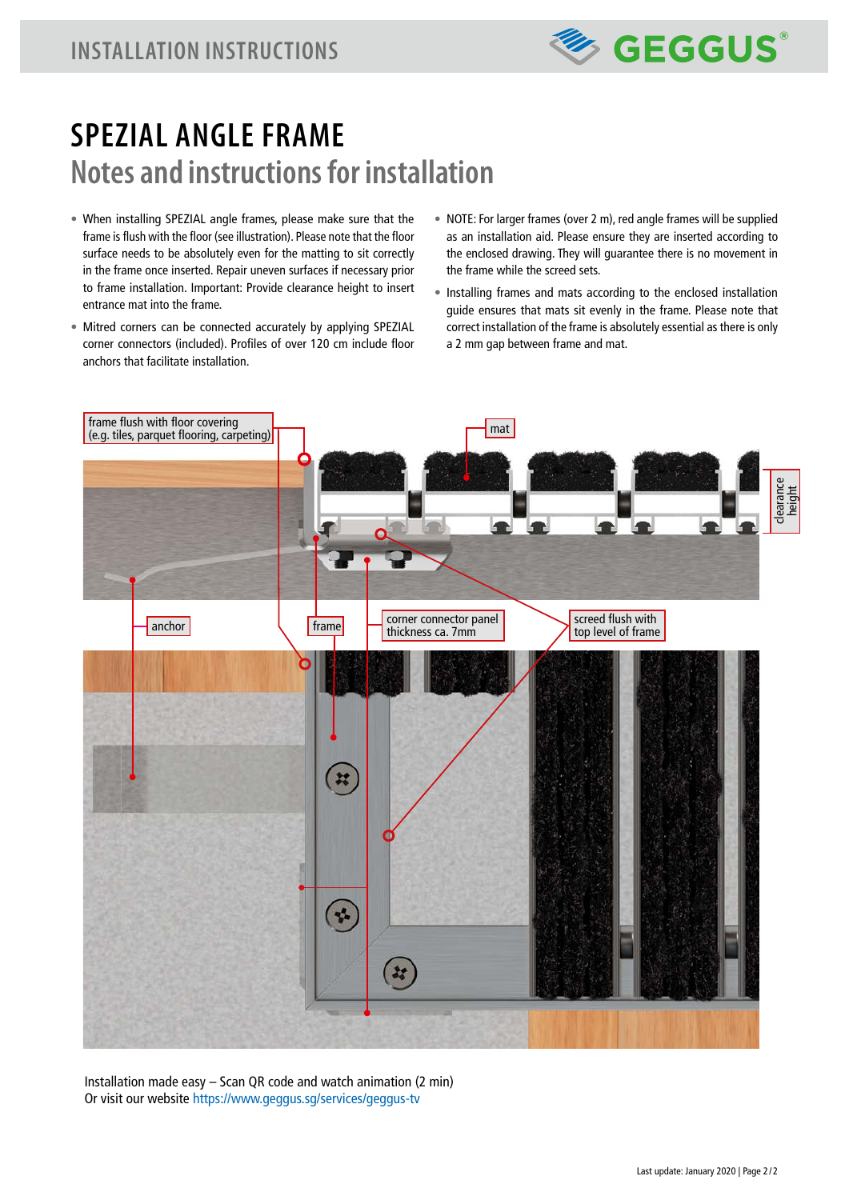INSTALLATION INSTRUCTIONS

# SPEZIAL ANGLE FRAME

## Notes and instructions for installation

- When installing SPEZIAL angle frames, please make sure that the frame is flush with the floor (see illustration). Please note that the floor surface needs to be absolutely even for the matting to sit correctly in the frame once inserted. Repair uneven surfaces if necessary prior to frame installation. Important: Provide clearance height to insert entrance mat into the frame.
- Mitred corners can be connected accurately by applying SPEZIAL corner connectors (included). Profiles of over 120 cm include floor anchors that facilitate installation.
- NOTE: For larger frames (over 2 m), red angle frames will be supplied as an installation aid. Please ensure they are inserted according to the enclosed drawing. They will guarantee there is no movement in the frame while the screed sets.
- Installing frames and mats according to the enclosed installation guide ensures that mats sit evenly in the frame. Please note that correct installation of the frame is absolutely essential as there is only a 2 mm gap between frame and mat.

frame flush with floor covering
(e.g. tiles, parquet flooring, carpeting)

mat

clearance height

anchor

frame

corner connector panel
thickness ca. 7mm

screed flush with
top level of frame

Installation made easy – Scan QR code and watch animation (2 min)
Or visit our website https://www.geggus.sg/services/geggus-tv

Last update: January 2020